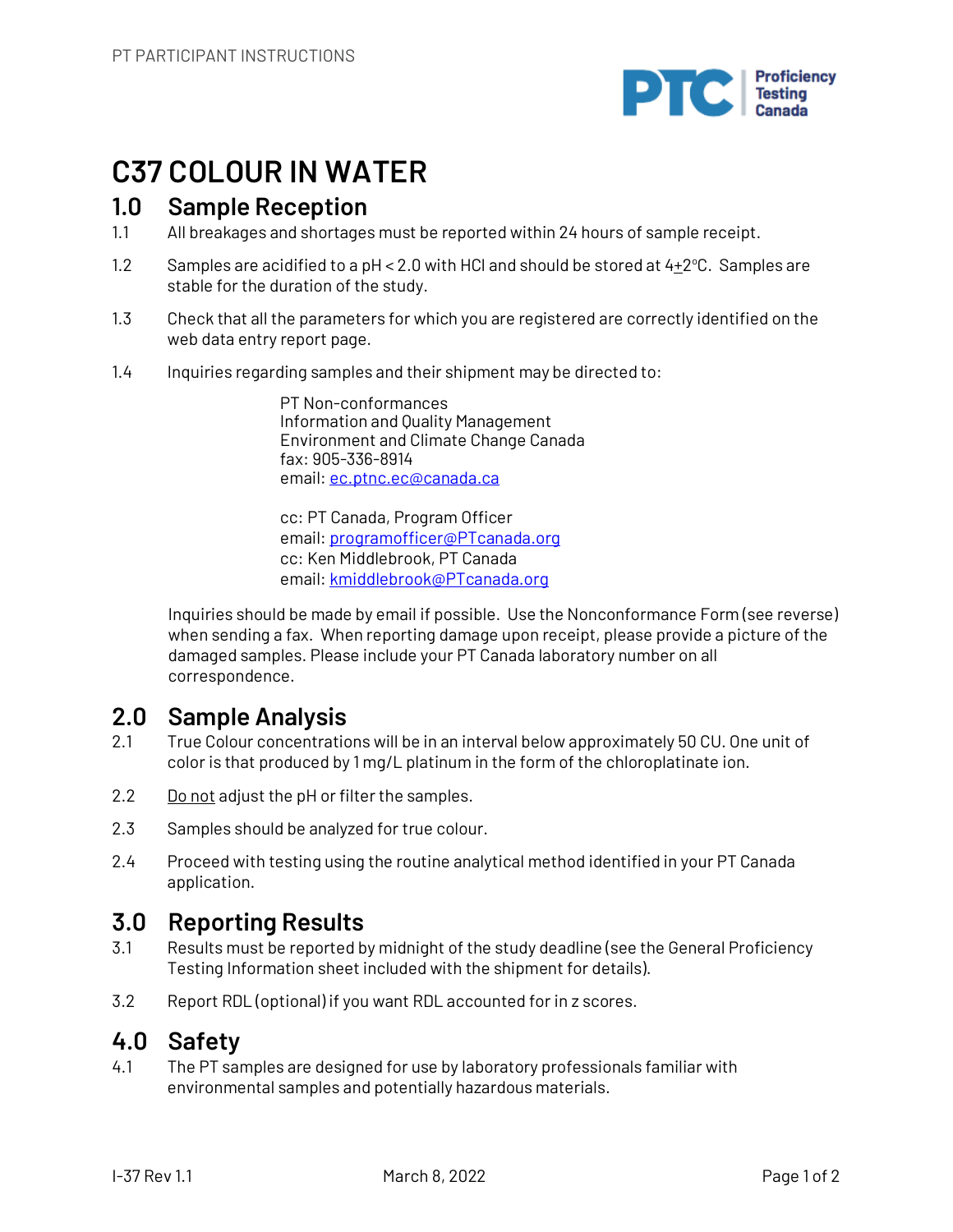# C37 COLOUR IN WATER

## 1.0 Sample Reception

1.1 All breakages and shortages must be reported within 24 hours of sample receipt.

1.2 Samples are acidified to a pH < 2.0 with HCl and should be stored at 4±2°C. Samples are stable for the duration of the study.

1.3 Check that all the parameters for which you are registered are correctly identified on the web data entry report page.

1.4 Inquiries regarding samples and their shipment may be directed to:

PT Non-conformances
Information and Quality Management
Environment and Climate Change Canada
fax: 905-336-8914
email: ec.ptnc.ec@canada.ca

cc: PT Canada, Program Officer
email: programofficer@PTcanada.org
cc: Ken Middlebrook, PT Canada
email: kmiddlebrook@PTcanada.org

Inquiries should be made by email if possible. Use the Nonconformance Form (see reverse) when sending a fax. When reporting damage upon receipt, please provide a picture of the damaged samples. Please include your PT Canada laboratory number on all correspondence.

## 2.0 Sample Analysis

2.1 True Colour concentrations will be in an interval below approximately 50 CU. One unit of color is that produced by 1 mg/L platinum in the form of the chloroplatinate ion.

2.2 Do not adjust the pH or filter the samples.

2.3 Samples should be analyzed for true colour.

2.4 Proceed with testing using the routine analytical method identified in your PT Canada application.

## 3.0 Reporting Results

3.1 Results must be reported by midnight of the study deadline (see the General Proficiency Testing Information sheet included with the shipment for details).

3.2 Report RDL (optional) if you want RDL accounted for in z scores.

## 4.0 Safety

4.1 The PT samples are designed for use by laboratory professionals familiar with environmental samples and potentially hazardous materials.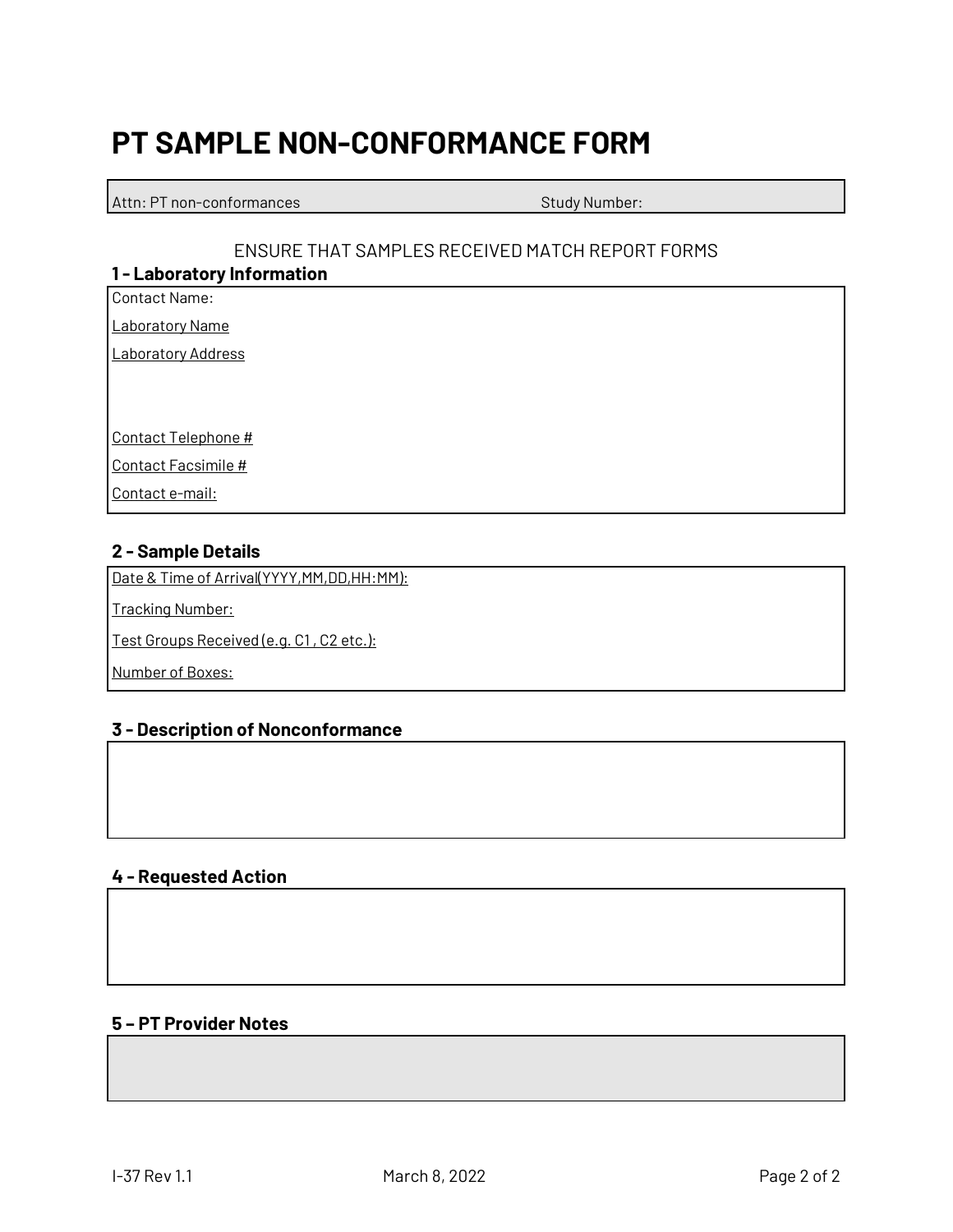# PT SAMPLE NON-CONFORMANCE FORM

Attn: PT non-conformances Study Number:

ENSURE THAT SAMPLES RECEIVED MATCH REPORT FORMS

## 1 - Laboratory Information

Contact Name:

Laboratory Name

Laboratory Address

Contact Telephone #

Contact Facsimile #

Contact e-mail:

## 2 - Sample Details

Date & Time of Arrival(YYYY,MM,DD,HH:MM):

Tracking Number:

Test Groups Received (e.g. C1 , C2 etc.):

Number of Boxes:

## 3 - Description of Nonconformance

## 4 - Requested Action

## 5 – PT Provider Notes

I-37 Rev 1.1 March 8, 2022